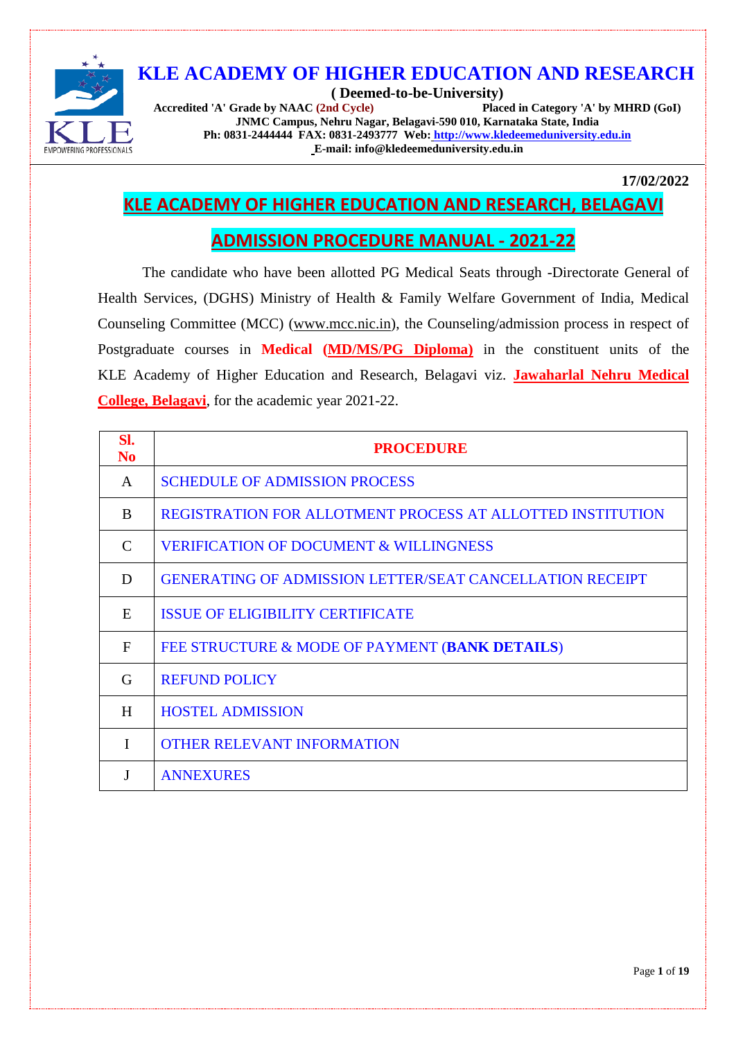# KLE ACADEMY OF HIGHER EDUCATION AND RESEARCH

**( Deemed-to-be-University)**

**Accredited 'A' Grade by NAAC (2nd Cycle)** **Placed in Category 'A' by MHRD (GoI)**

**JNMC Campus, Nehru Nagar, Belagavi-590 010, Karnataka State, India**

**Ph: 0831-2444444 FAX: 0831-2493777 Web: http://www.kledeemeduniversity.edu.in**

**E-mail: info@kledeemeduniversity.edu.in**

**17/02/2022**

## KLE ACADEMY OF HIGHER EDUCATION AND RESEARCH, BELAGAVI

## ADMISSION PROCEDURE MANUAL - 2021-22

The candidate who have been allotted PG Medical Seats through -Directorate General of Health Services, (DGHS) Ministry of Health & Family Welfare Government of India, Medical Counseling Committee (MCC) (www.mcc.nic.in), the Counseling/admission process in respect of Postgraduate courses in **Medical** **(MD/MS/PG Diploma)** in the constituent units of the KLE Academy of Higher Education and Research, Belagavi viz. **Jawaharlal Nehru Medical College, Belagavi**, for the academic year 2021-22.

| Sl. No | PROCEDURE |
|---|---|
| A | SCHEDULE OF ADMISSION PROCESS |
| B | REGISTRATION FOR ALLOTMENT PROCESS AT ALLOTTED INSTITUTION |
| C | VERIFICATION OF DOCUMENT & WILLINGNESS |
| D | GENERATING OF ADMISSION LETTER/SEAT CANCELLATION RECEIPT |
| E | ISSUE OF ELIGIBILITY CERTIFICATE |
| F | FEE STRUCTURE & MODE OF PAYMENT (**BANK DETAILS**) |
| G | REFUND POLICY |
| H | HOSTEL ADMISSION |
| I | OTHER RELEVANT INFORMATION |
| J | ANNEXURES |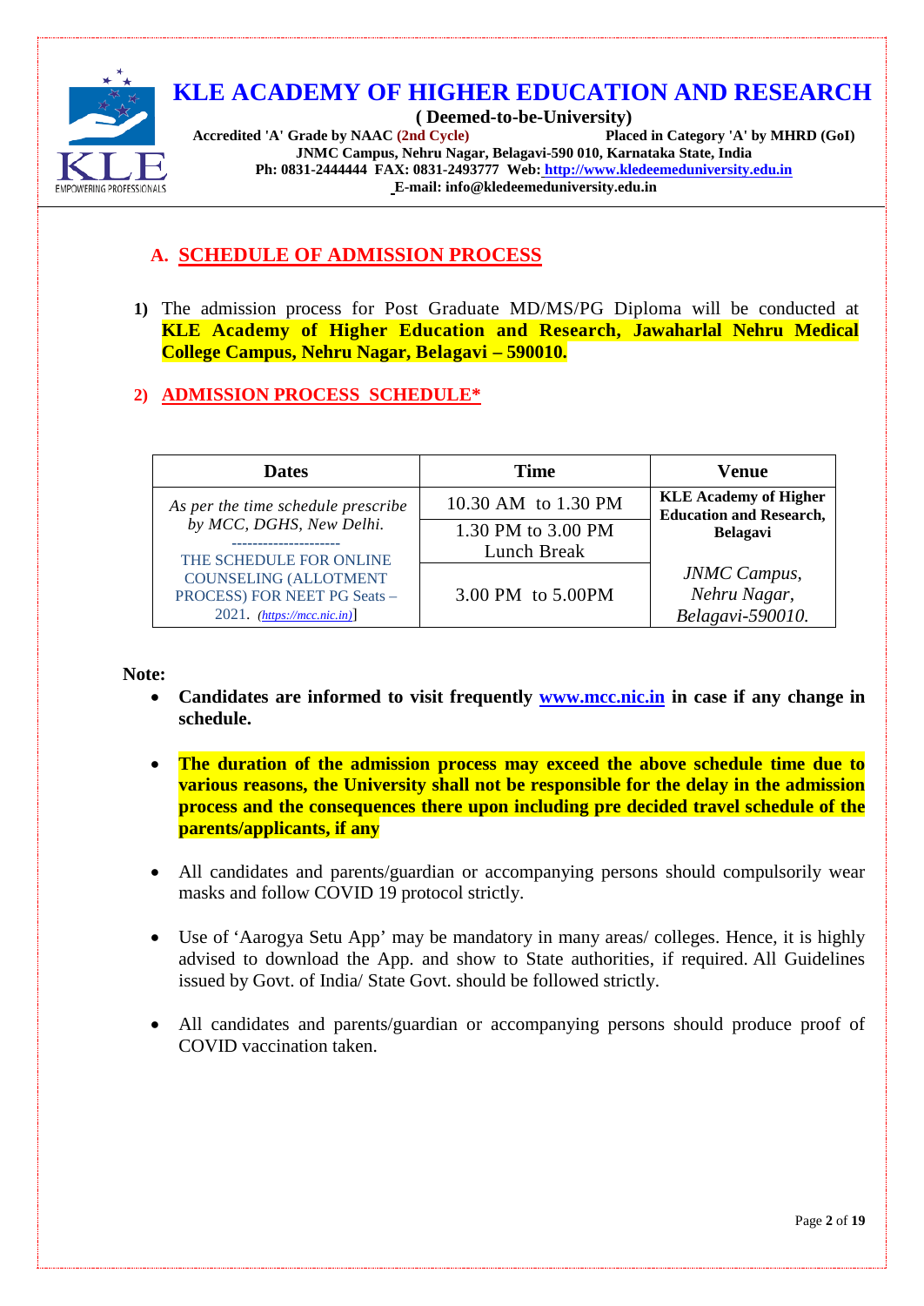# KLE ACADEMY OF HIGHER EDUCATION AND RESEARCH

**( Deemed-to-be-University)**

**Accredited 'A' Grade by NAAC (2nd Cycle)** **Placed in Category 'A' by MHRD (GoI)**

**JNMC Campus, Nehru Nagar, Belagavi-590 010, Karnataka State, India**

**Ph: 0831-2444444 FAX: 0831-2493777 Web: http://www.kledeemeduniversity.edu.in**

**E-mail: info@kledeemeduniversity.edu.in**

## A. SCHEDULE OF ADMISSION PROCESS

**1)** The admission process for Post Graduate MD/MS/PG Diploma will be conducted at **KLE Academy of Higher Education and Research, Jawaharlal Nehru Medical College Campus, Nehru Nagar, Belagavi – 590010.**

**2) ADMISSION PROCESS SCHEDULE***

| Dates | Time | Venue |
|---|---|---|
| *As per the time schedule prescribe by MCC, DGHS, New Delhi.* --------------------- THE SCHEDULE FOR ONLINE COUNSELING (ALLOTMENT PROCESS) FOR NEET PG Seats – 2021. *(https://mcc.nic.in)*] | 10.30 AM to 1.30 PM | **KLE Academy of Higher Education and Research, Belagavi** *JNMC Campus, Nehru Nagar, Belagavi-590010.* |
| | 1.30 PM to 3.00 PM Lunch Break | |
| | 3.00 PM to 5.00PM | |

**Note:**

- **Candidates are informed to visit frequently www.mcc.nic.in in case if any change in schedule.**
- **The duration of the admission process may exceed the above schedule time due to various reasons, the University shall not be responsible for the delay in the admission process and the consequences there upon including pre decided travel schedule of the parents/applicants, if any**
- All candidates and parents/guardian or accompanying persons should compulsorily wear masks and follow COVID 19 protocol strictly.
- Use of 'Aarogya Setu App' may be mandatory in many areas/ colleges. Hence, it is highly advised to download the App. and show to State authorities, if required. All Guidelines issued by Govt. of India/ State Govt. should be followed strictly.
- All candidates and parents/guardian or accompanying persons should produce proof of COVID vaccination taken.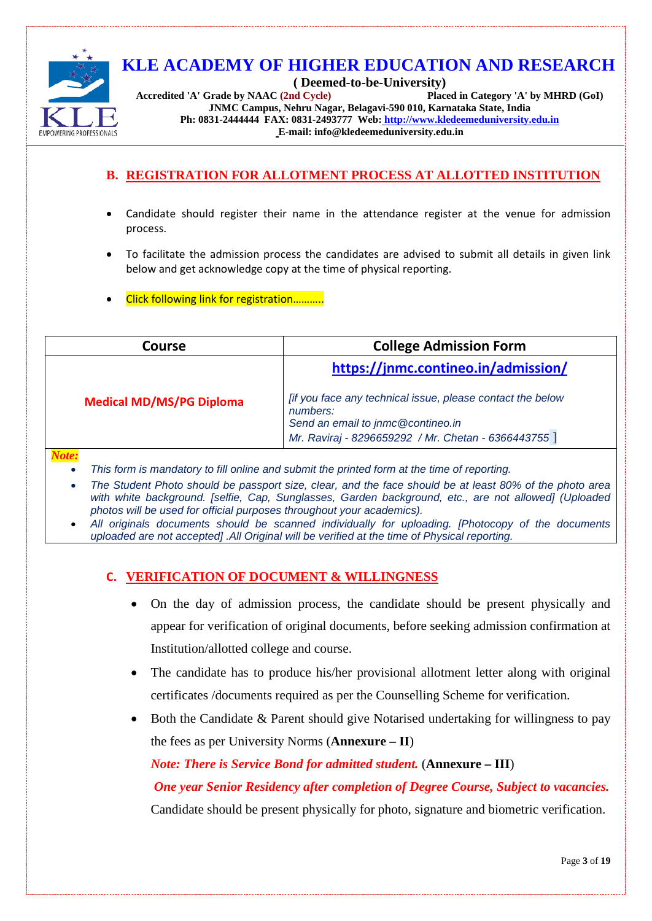# KLE ACADEMY OF HIGHER EDUCATION AND RESEARCH

**( Deemed-to-be-University)**

**Accredited 'A' Grade by NAAC (2nd Cycle)** **Placed in Category 'A' by MHRD (GoI)**

**JNMC Campus, Nehru Nagar, Belagavi-590 010, Karnataka State, India**

**Ph: 0831-2444444 FAX: 0831-2493777 Web: http://www.kledeemeduniversity.edu.in**

**E-mail: info@kledeemeduniversity.edu.in**

## B. REGISTRATION FOR ALLOTMENT PROCESS AT ALLOTTED INSTITUTION

- Candidate should register their name in the attendance register at the venue for admission process.
- To facilitate the admission process the candidates are advised to submit all details in given link below and get acknowledge copy at the time of physical reporting.
- Click following link for registration………..

| Course | College Admission Form |
|---|---|
| **Medical MD/MS/PG Diploma** | **https://jnmc.contineo.in/admission/**<br>*[if you face any technical issue, please contact the below numbers:*<br>*Send an email to jnmc@contineo.in*<br>*Mr. Raviraj - 8296659292 / Mr. Chetan - 6366443755 ]* |

***Note:***

- *This form is mandatory to fill online and submit the printed form at the time of reporting.*
- *The Student Photo should be passport size, clear, and the face should be at least 80% of the photo area with white background. [selfie, Cap, Sunglasses, Garden background, etc., are not allowed] (Uploaded photos will be used for official purposes throughout your academics).*
- *All originals documents should be scanned individually for uploading. [Photocopy of the documents uploaded are not accepted] .All Original will be verified at the time of Physical reporting.*

## C. VERIFICATION OF DOCUMENT & WILLINGNESS

- On the day of admission process, the candidate should be present physically and appear for verification of original documents, before seeking admission confirmation at Institution/allotted college and course.
- The candidate has to produce his/her provisional allotment letter along with original certificates /documents required as per the Counselling Scheme for verification.
- Both the Candidate & Parent should give Notarised undertaking for willingness to pay the fees as per University Norms (**Annexure – II**)

  ***Note: There is Service Bond for admitted student.*** (**Annexure – III**)

  ***One year Senior Residency after completion of Degree Course, Subject to vacancies.***

  Candidate should be present physically for photo, signature and biometric verification.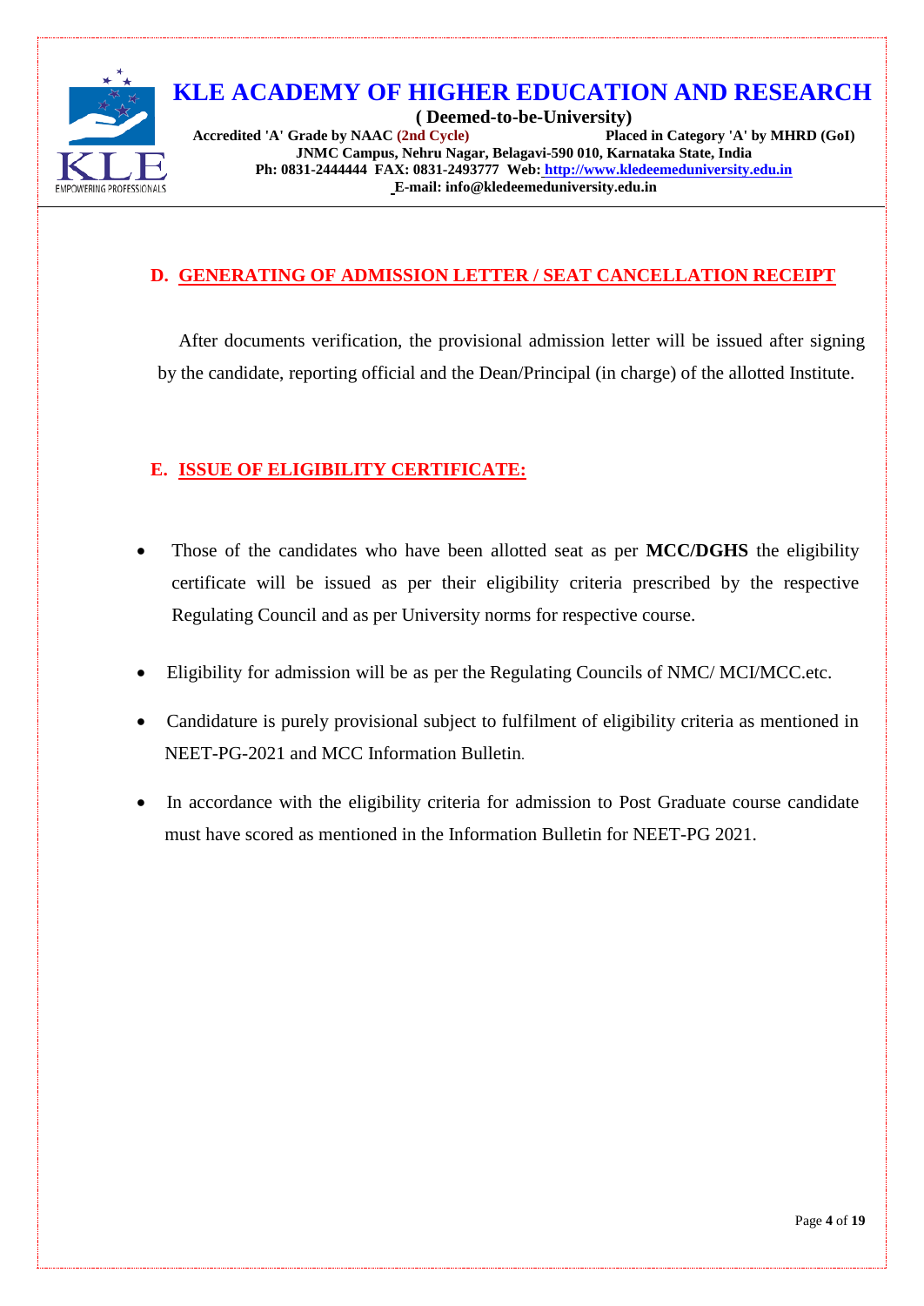## D. GENERATING OF ADMISSION LETTER / SEAT CANCELLATION RECEIPT

After documents verification, the provisional admission letter will be issued after signing by the candidate, reporting official and the Dean/Principal (in charge) of the allotted Institute.

## E. ISSUE OF ELIGIBILITY CERTIFICATE:

- Those of the candidates who have been allotted seat as per **MCC/DGHS** the eligibility certificate will be issued as per their eligibility criteria prescribed by the respective Regulating Council and as per University norms for respective course.
- Eligibility for admission will be as per the Regulating Councils of NMC/ MCI/MCC.etc.
- Candidature is purely provisional subject to fulfilment of eligibility criteria as mentioned in NEET-PG-2021 and MCC Information Bulletin.
- In accordance with the eligibility criteria for admission to Post Graduate course candidate must have scored as mentioned in the Information Bulletin for NEET-PG 2021.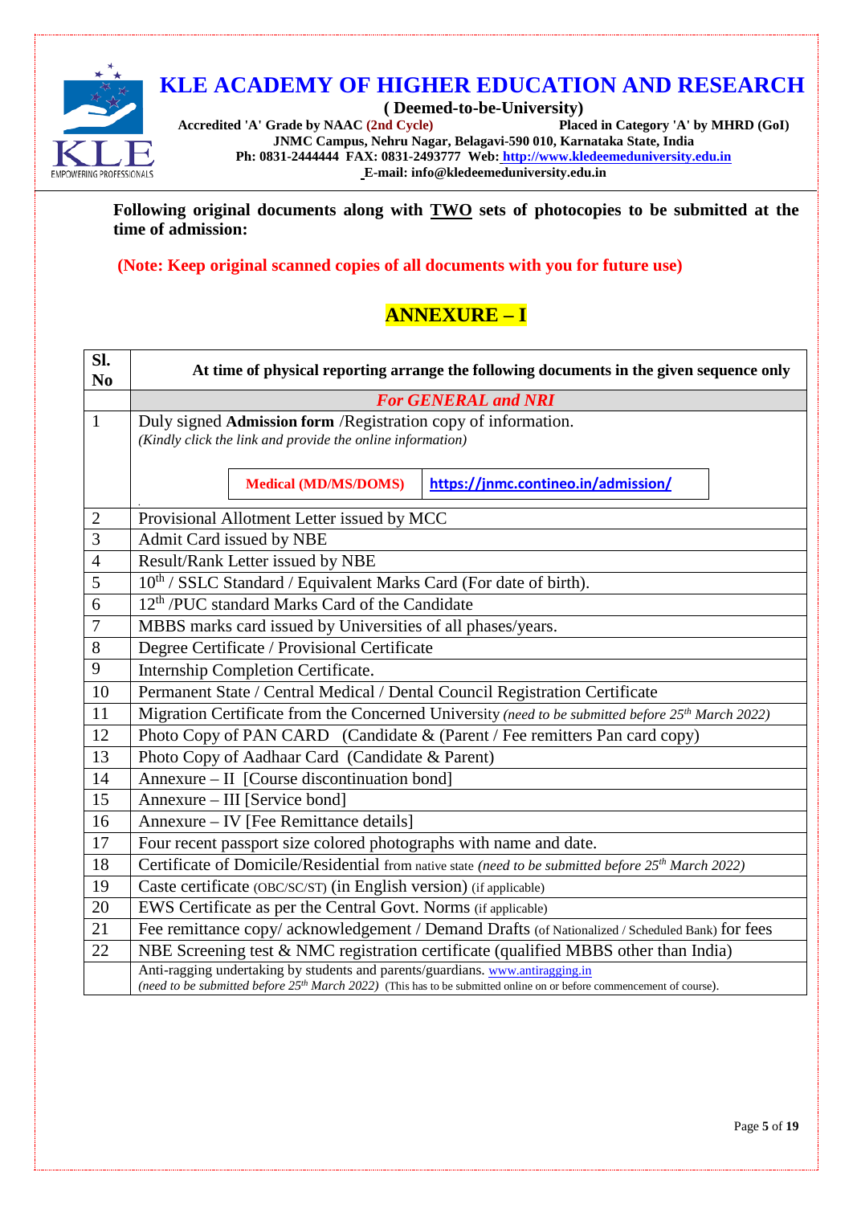# KLE ACADEMY OF HIGHER EDUCATION AND RESEARCH

**( Deemed-to-be-University)**

**Accredited 'A' Grade by NAAC (2nd Cycle)** **Placed in Category 'A' by MHRD (GoI)**

**JNMC Campus, Nehru Nagar, Belagavi-590 010, Karnataka State, India**

**Ph: 0831-2444444 FAX: 0831-2493777 Web: http://www.kledeemeduniversity.edu.in**

**E-mail: info@kledeemeduniversity.edu.in**

---

**Following original documents along with TWO sets of photocopies to be submitted at the time of admission:**

**(Note: Keep original scanned copies of all documents with you for future use)**

## ANNEXURE – I

| Sl. No | At time of physical reporting arrange the following documents in the given sequence only |
|---|---|
| | ***For GENERAL and NRI*** |
| 1 | Duly signed **Admission form** /Registration copy of information.<br>*(Kindly click the link and provide the online information)*<br>**Medical (MD/MS/DOMS)** — **https://jnmc.contineo.in/admission/** |
| 2 | Provisional Allotment Letter issued by MCC |
| 3 | Admit Card issued by NBE |
| 4 | Result/Rank Letter issued by NBE |
| 5 | 10th / SSLC Standard / Equivalent Marks Card (For date of birth). |
| 6 | 12th /PUC standard Marks Card of the Candidate |
| 7 | MBBS marks card issued by Universities of all phases/years. |
| 8 | Degree Certificate / Provisional Certificate |
| 9 | Internship Completion Certificate. |
| 10 | Permanent State / Central Medical / Dental Council Registration Certificate |
| 11 | Migration Certificate from the Concerned University *(need to be submitted before 25th March 2022)* |
| 12 | Photo Copy of PAN CARD (Candidate & (Parent / Fee remitters Pan card copy) |
| 13 | Photo Copy of Aadhaar Card (Candidate & Parent) |
| 14 | Annexure – II [Course discontinuation bond] |
| 15 | Annexure – III [Service bond] |
| 16 | Annexure – IV [Fee Remittance details] |
| 17 | Four recent passport size colored photographs with name and date. |
| 18 | Certificate of Domicile/Residential from native state *(need to be submitted before 25th March 2022)* |
| 19 | Caste certificate (OBC/SC/ST) (in English version) (if applicable) |
| 20 | EWS Certificate as per the Central Govt. Norms (if applicable) |
| 21 | Fee remittance copy/ acknowledgement / Demand Drafts (of Nationalized / Scheduled Bank) for fees |
| 22 | NBE Screening test & NMC registration certificate (qualified MBBS other than India) |
| | Anti-ragging undertaking by students and parents/guardians. www.antiragging.in<br>*(need to be submitted before 25th March 2022)* (This has to be submitted online on or before commencement of course). |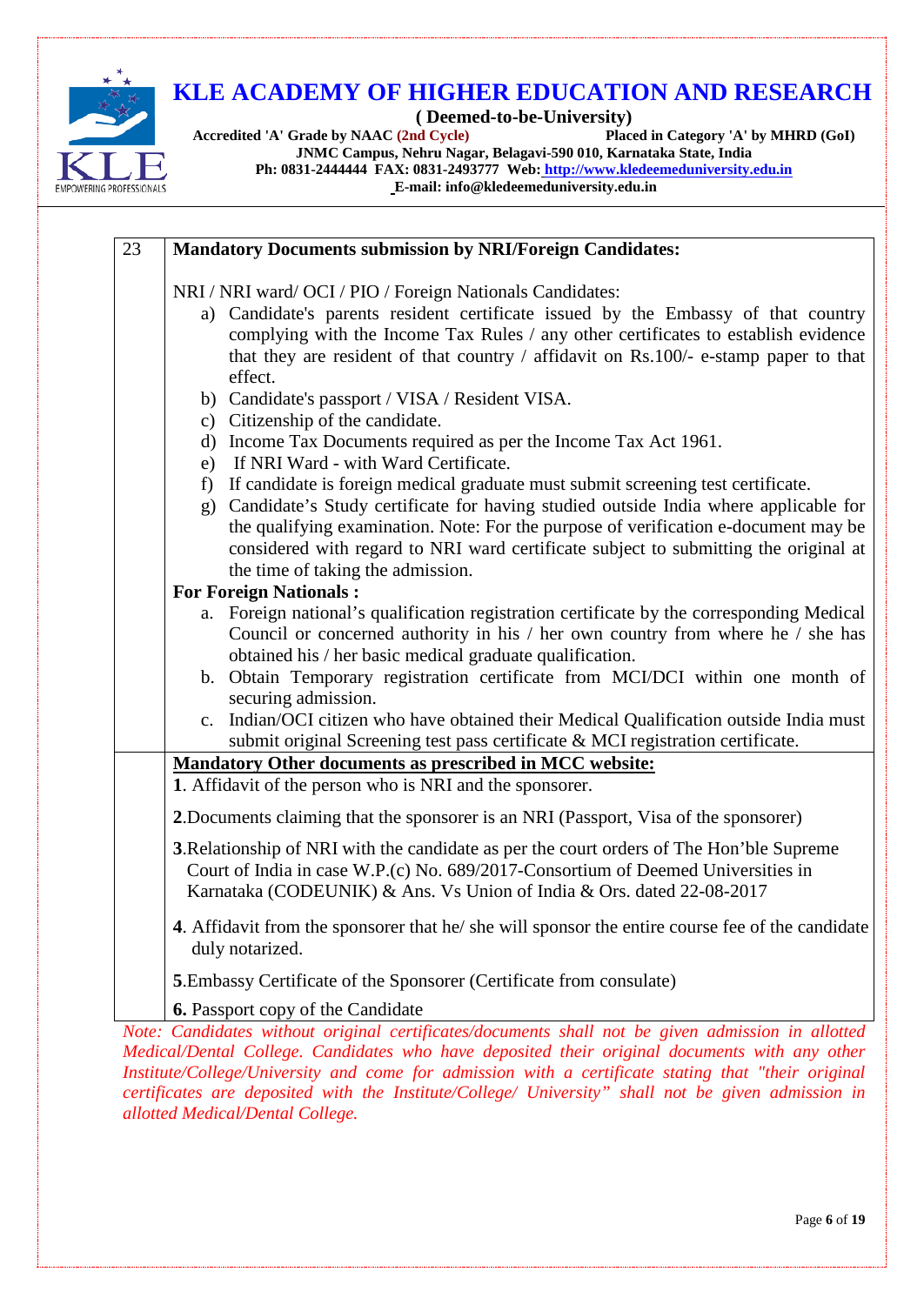# KLE ACADEMY OF HIGHER EDUCATION AND RESEARCH

**( Deemed-to-be-University)**

**Accredited 'A' Grade by NAAC (2nd Cycle)** **Placed in Category 'A' by MHRD (GoI)**

**JNMC Campus, Nehru Nagar, Belagavi-590 010, Karnataka State, India**

**Ph: 0831-2444444 FAX: 0831-2493777 Web: http://www.kledeemeduniversity.edu.in**

**E-mail: info@kledeemeduniversity.edu.in**

| 23 | **Mandatory Documents submission by NRI/Foreign Candidates:** |
|---|---|
| | NRI / NRI ward/ OCI / PIO / Foreign Nationals Candidates:<br>a) Candidate's parents resident certificate issued by the Embassy of that country complying with the Income Tax Rules / any other certificates to establish evidence that they are resident of that country / affidavit on Rs.100/- e-stamp paper to that effect.<br>b) Candidate's passport / VISA / Resident VISA.<br>c) Citizenship of the candidate.<br>d) Income Tax Documents required as per the Income Tax Act 1961.<br>e) If NRI Ward - with Ward Certificate.<br>f) If candidate is foreign medical graduate must submit screening test certificate.<br>g) Candidate's Study certificate for having studied outside India where applicable for the qualifying examination. Note: For the purpose of verification e-document may be considered with regard to NRI ward certificate subject to submitting the original at the time of taking the admission.<br>**For Foreign Nationals :**<br>a. Foreign national's qualification registration certificate by the corresponding Medical Council or concerned authority in his / her own country from where he / she has obtained his / her basic medical graduate qualification.<br>b. Obtain Temporary registration certificate from MCI/DCI within one month of securing admission.<br>c. Indian/OCI citizen who have obtained their Medical Qualification outside India must submit original Screening test pass certificate & MCI registration certificate. |
| | **Mandatory Other documents as prescribed in MCC website:**<br>**1**. Affidavit of the person who is NRI and the sponsorer.<br>**2**.Documents claiming that the sponsorer is an NRI (Passport, Visa of the sponsorer)<br>**3**.Relationship of NRI with the candidate as per the court orders of The Hon'ble Supreme Court of India in case W.P.(c) No. 689/2017-Consortium of Deemed Universities in Karnataka (CODEUNIK) & Ans. Vs Union of India & Ors. dated 22-08-2017<br>**4**. Affidavit from the sponsorer that he/ she will sponsor the entire course fee of the candidate duly notarized.<br>**5**.Embassy Certificate of the Sponsorer (Certificate from consulate)<br>**6.** Passport copy of the Candidate |

*Note: Candidates without original certificates/documents shall not be given admission in allotted Medical/Dental College. Candidates who have deposited their original documents with any other Institute/College/University and come for admission with a certificate stating that "their original certificates are deposited with the Institute/College/ University" shall not be given admission in allotted Medical/Dental College.*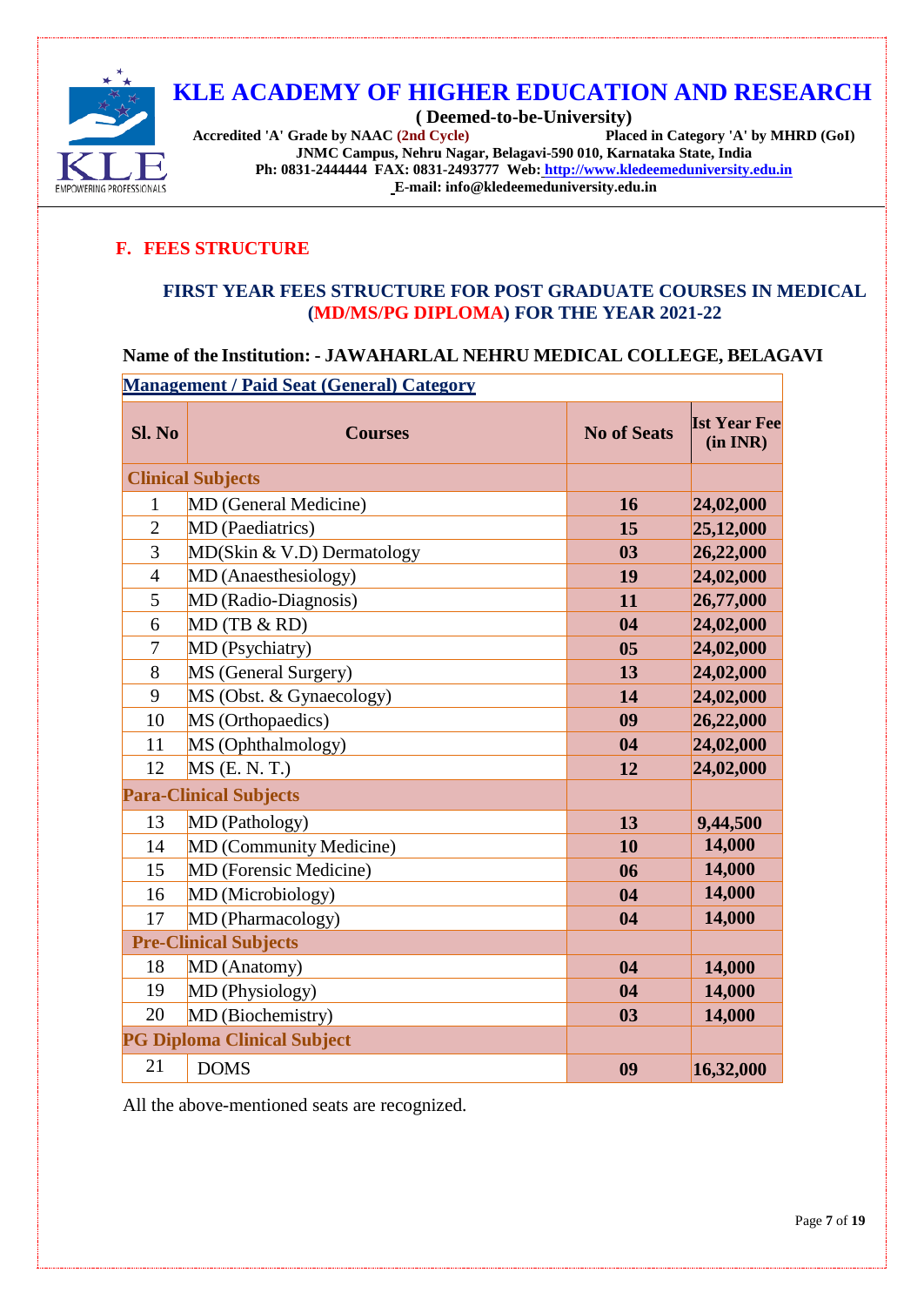# KLE ACADEMY OF HIGHER EDUCATION AND RESEARCH

**( Deemed-to-be-University)**

**Accredited 'A' Grade by NAAC (2nd Cycle)** **Placed in Category 'A' by MHRD (GoI)**

**JNMC Campus, Nehru Nagar, Belagavi-590 010, Karnataka State, India**

**Ph: 0831-2444444 FAX: 0831-2493777 Web: http://www.kledeemeduniversity.edu.in**

**E-mail: info@kledeemeduniversity.edu.in**

## F. FEES STRUCTURE

### FIRST YEAR FEES STRUCTURE FOR POST GRADUATE COURSES IN MEDICAL (MD/MS/PG DIPLOMA) FOR THE YEAR 2021-22

**Name of the Institution: - JAWAHARLAL NEHRU MEDICAL COLLEGE, BELAGAVI**

**Management / Paid Seat (General) Category**

| Sl. No | Courses | No of Seats | Ist Year Fee (in INR) |
|---|---|---|---|
| **Clinical Subjects** | | | |
| 1 | MD (General Medicine) | 16 | 24,02,000 |
| 2 | MD (Paediatrics) | 15 | 25,12,000 |
| 3 | MD(Skin & V.D) Dermatology | 03 | 26,22,000 |
| 4 | MD (Anaesthesiology) | 19 | 24,02,000 |
| 5 | MD (Radio-Diagnosis) | 11 | 26,77,000 |
| 6 | MD (TB & RD) | 04 | 24,02,000 |
| 7 | MD (Psychiatry) | 05 | 24,02,000 |
| 8 | MS (General Surgery) | 13 | 24,02,000 |
| 9 | MS (Obst. & Gynaecology) | 14 | 24,02,000 |
| 10 | MS (Orthopaedics) | 09 | 26,22,000 |
| 11 | MS (Ophthalmology) | 04 | 24,02,000 |
| 12 | MS (E. N. T.) | 12 | 24,02,000 |
| **Para-Clinical Subjects** | | | |
| 13 | MD (Pathology) | 13 | 9,44,500 |
| 14 | MD (Community Medicine) | 10 | 14,000 |
| 15 | MD (Forensic Medicine) | 06 | 14,000 |
| 16 | MD (Microbiology) | 04 | 14,000 |
| 17 | MD (Pharmacology) | 04 | 14,000 |
| **Pre-Clinical Subjects** | | | |
| 18 | MD (Anatomy) | 04 | 14,000 |
| 19 | MD (Physiology) | 04 | 14,000 |
| 20 | MD (Biochemistry) | 03 | 14,000 |
| **PG Diploma Clinical Subject** | | | |
| 21 | DOMS | 09 | 16,32,000 |

All the above-mentioned seats are recognized.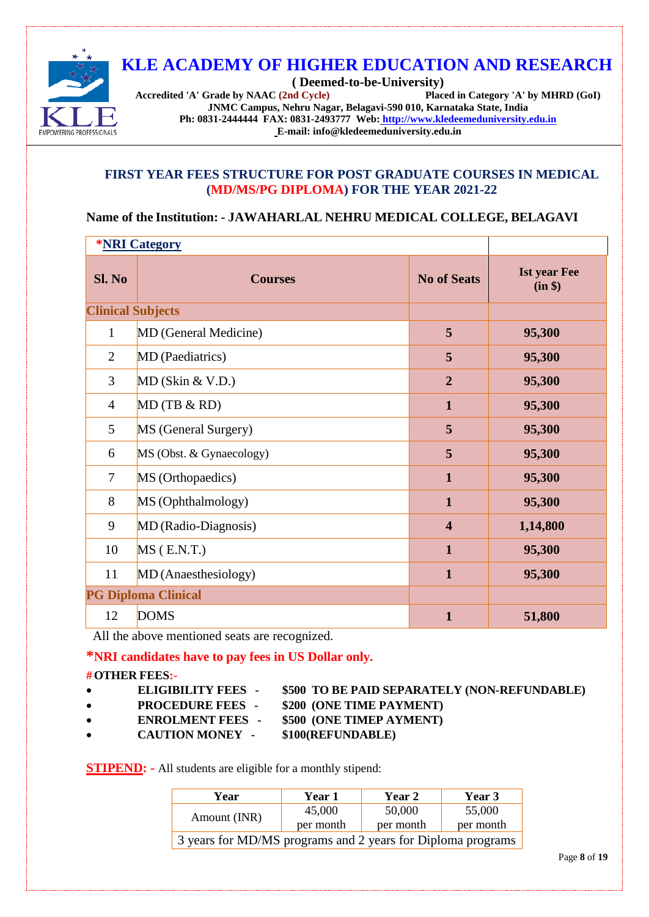# KLE ACADEMY OF HIGHER EDUCATION AND RESEARCH

**( Deemed-to-be-University)**

**Accredited 'A' Grade by NAAC (2nd Cycle)** **Placed in Category 'A' by MHRD (GoI)**

**JNMC Campus, Nehru Nagar, Belagavi-590 010, Karnataka State, India**

**Ph: 0831-2444444 FAX: 0831-2493777 Web: http://www.kledeemeduniversity.edu.in**

**E-mail: info@kledeemeduniversity.edu.in**

## FIRST YEAR FEES STRUCTURE FOR POST GRADUATE COURSES IN MEDICAL (MD/MS/PG DIPLOMA) FOR THE YEAR 2021-22

**Name of the Institution: - JAWAHARLAL NEHRU MEDICAL COLLEGE, BELAGAVI**

| *NRI Category | | | |
|---|---|---|---|
| **Sl. No** | **Courses** | **No of Seats** | **Ist year Fee (in $)** |
| **Clinical Subjects** | | | |
| 1 | MD (General Medicine) | **5** | **95,300** |
| 2 | MD (Paediatrics) | **5** | **95,300** |
| 3 | MD (Skin & V.D.) | **2** | **95,300** |
| 4 | MD (TB & RD) | **1** | **95,300** |
| 5 | MS (General Surgery) | **5** | **95,300** |
| 6 | MS (Obst. & Gynaecology) | **5** | **95,300** |
| 7 | MS (Orthopaedics) | **1** | **95,300** |
| 8 | MS (Ophthalmology) | **1** | **95,300** |
| 9 | MD (Radio-Diagnosis) | **4** | **1,14,800** |
| 10 | MS ( E.N.T.) | **1** | **95,300** |
| 11 | MD (Anaesthesiology) | **1** | **95,300** |
| **PG Diploma Clinical** | | | |
| 12 | DOMS | **1** | **51,800** |

All the above mentioned seats are recognized.

***NRI candidates have to pay fees in US Dollar only.**

**# OTHER FEES:-**

- **ELIGIBILITY FEES - $500 TO BE PAID SEPARATELY (NON-REFUNDABLE)**
- **PROCEDURE FEES - $200 (ONE TIME PAYMENT)**
- **ENROLMENT FEES - $500 (ONE TIMEP AYMENT)**
- **CAUTION MONEY - $100(REFUNDABLE)**

**STIPEND: -** All students are eligible for a monthly stipend:

| **Year** | **Year 1** | **Year 2** | **Year 3** |
|---|---|---|---|
| Amount (INR) | 45,000 per month | 50,000 per month | 55,000 per month |
| 3 years for MD/MS programs and 2 years for Diploma programs | | | |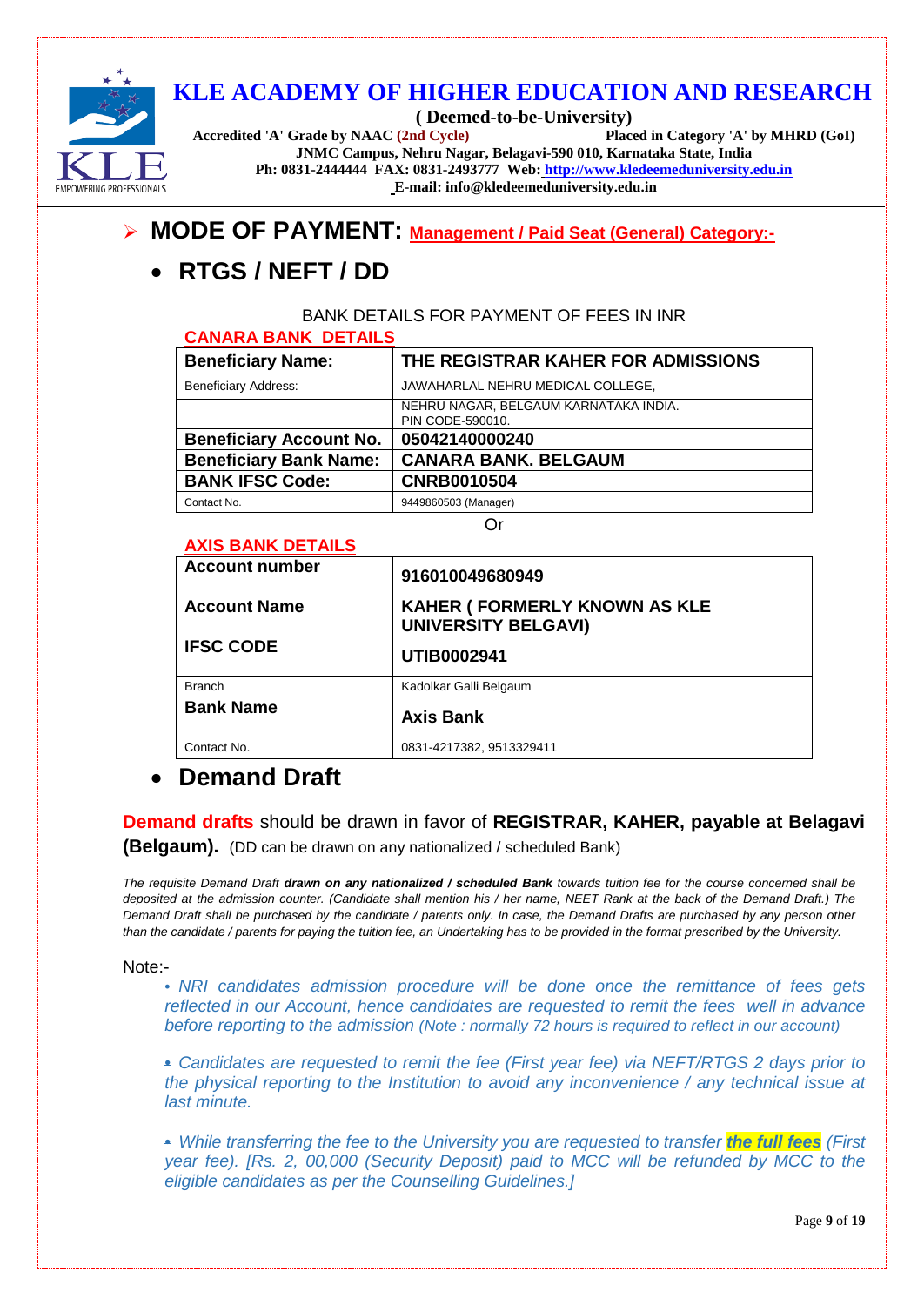# KLE ACADEMY OF HIGHER EDUCATION AND RESEARCH

**( Deemed-to-be-University)**

**Accredited 'A' Grade by NAAC (2nd Cycle)** **Placed in Category 'A' by MHRD (GoI)**

**JNMC Campus, Nehru Nagar, Belagavi-590 010, Karnataka State, India**

**Ph: 0831-2444444 FAX: 0831-2493777 Web: http://www.kledeemeduniversity.edu.in**

**E-mail: info@kledeemeduniversity.edu.in**

## ➢ MODE OF PAYMENT: Management / Paid Seat (General) Category:-

## • RTGS / NEFT / DD

BANK DETAILS FOR PAYMENT OF FEES IN INR

**CANARA BANK DETAILS**

| **Beneficiary Name:** | **THE REGISTRAR KAHER FOR ADMISSIONS** |
|---|---|
| Beneficiary Address: | JAWAHARLAL NEHRU MEDICAL COLLEGE, |
| | NEHRU NAGAR, BELGAUM KARNATAKA INDIA. PIN CODE-590010. |
| **Beneficiary Account No.** | **05042140000240** |
| **Beneficiary Bank Name:** | **CANARA BANK. BELGAUM** |
| **BANK IFSC Code:** | **CNRB0010504** |
| Contact No. | 9449860503 (Manager) |

Or

**AXIS BANK DETAILS**

| **Account number** | **916010049680949** |
|---|---|
| **Account Name** | **KAHER ( FORMERLY KNOWN AS KLE UNIVERSITY BELGAVI)** |
| **IFSC CODE** | **UTIB0002941** |
| Branch | Kadolkar Galli Belgaum |
| **Bank Name** | **Axis Bank** |
| Contact No. | 0831-4217382, 9513329411 |

## • Demand Draft

**Demand drafts** should be drawn in favor of **REGISTRAR, KAHER, payable at Belagavi (Belgaum).** (DD can be drawn on any nationalized / scheduled Bank)

*The requisite Demand Draft **drawn on any nationalized / scheduled Bank** towards tuition fee for the course concerned shall be deposited at the admission counter. (Candidate shall mention his / her name, NEET Rank at the back of the Demand Draft.) The Demand Draft shall be purchased by the candidate / parents only. In case, the Demand Drafts are purchased by any person other than the candidate / parents for paying the tuition fee, an Undertaking has to be provided in the format prescribed by the University.*

Note:-

- *NRI candidates admission procedure will be done once the remittance of fees gets reflected in our Account, hence candidates are requested to remit the fees well in advance before reporting to the admission (Note : normally 72 hours is required to reflect in our account)*

- *Candidates are requested to remit the fee (First year fee) via NEFT/RTGS 2 days prior to the physical reporting to the Institution to avoid any inconvenience / any technical issue at last minute.*

- *While transferring the fee to the University you are requested to transfer **the full fees** (First year fee). [Rs. 2, 00,000 (Security Deposit) paid to MCC will be refunded by MCC to the eligible candidates as per the Counselling Guidelines.]*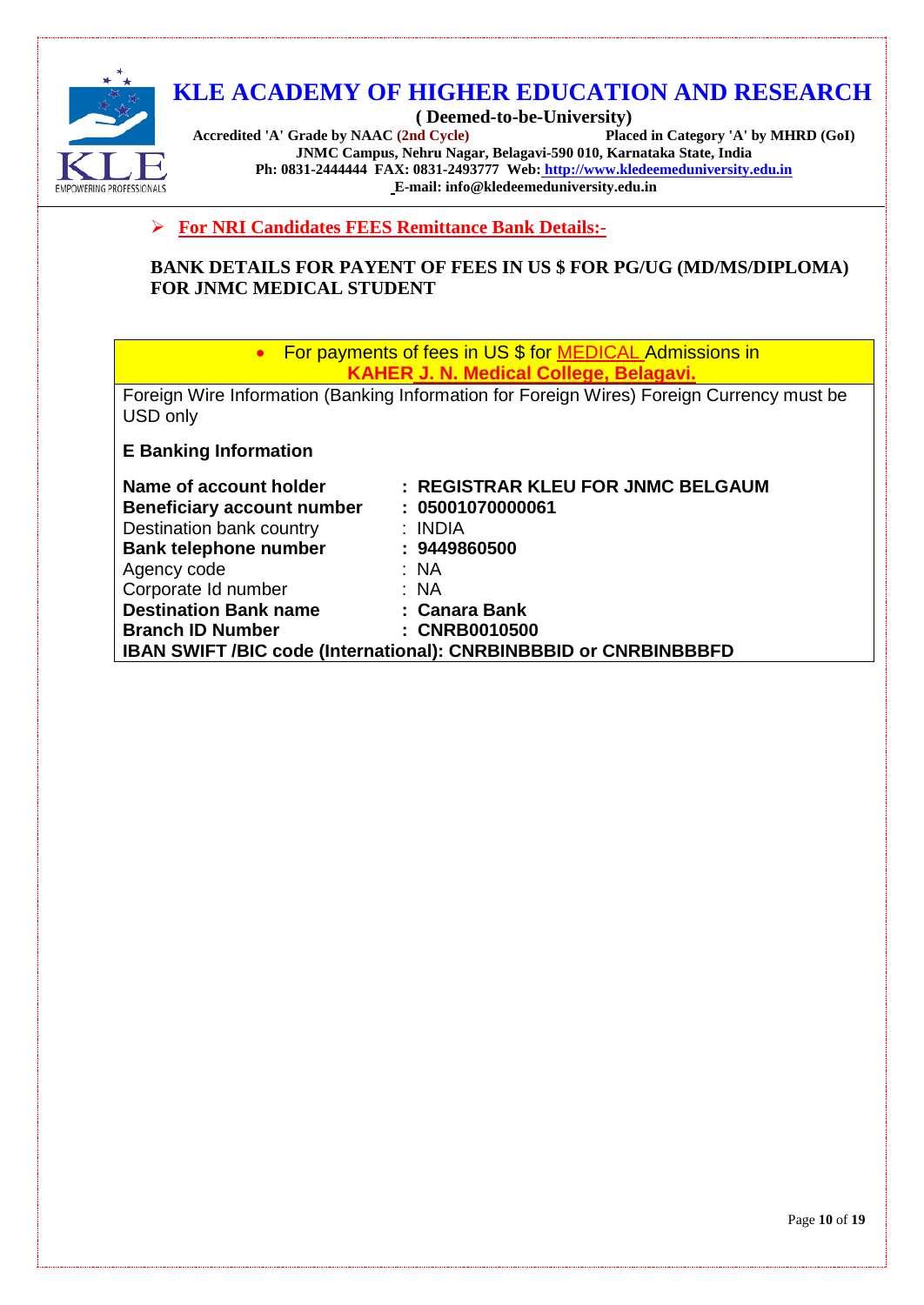# KLE ACADEMY OF HIGHER EDUCATION AND RESEARCH

**( Deemed-to-be-University)**

**Accredited 'A' Grade by NAAC (2nd Cycle)** **Placed in Category 'A' by MHRD (GoI)**

**JNMC Campus, Nehru Nagar, Belagavi-590 010, Karnataka State, India**

**Ph: 0831-2444444 FAX: 0831-2493777 Web: http://www.kledeemeduniversity.edu.in**

**E-mail: info@kledeemeduniversity.edu.in**

- **For NRI Candidates FEES Remittance Bank Details:-**

**BANK DETAILS FOR PAYENT OF FEES IN US $ FOR PG/UG (MD/MS/DIPLOMA) FOR JNMC MEDICAL STUDENT**

- For payments of fees in US $ for MEDICAL Admissions in **KAHER J. N. Medical College, Belagavi.**

Foreign Wire Information (Banking Information for Foreign Wires) Foreign Currency must be USD only

**E Banking Information**

| | |
|---|---|
| **Name of account holder** | **: REGISTRAR KLEU FOR JNMC BELGAUM** |
| **Beneficiary account number** | **: 05001070000061** |
| Destination bank country | : INDIA |
| **Bank telephone number** | **: 9449860500** |
| Agency code | : NA |
| Corporate Id number | : NA |
| **Destination Bank name** | **: Canara Bank** |
| **Branch ID Number** | **: CNRB0010500** |

**IBAN SWIFT /BIC code (International): CNRBINBBBID or CNRBINBBBFD**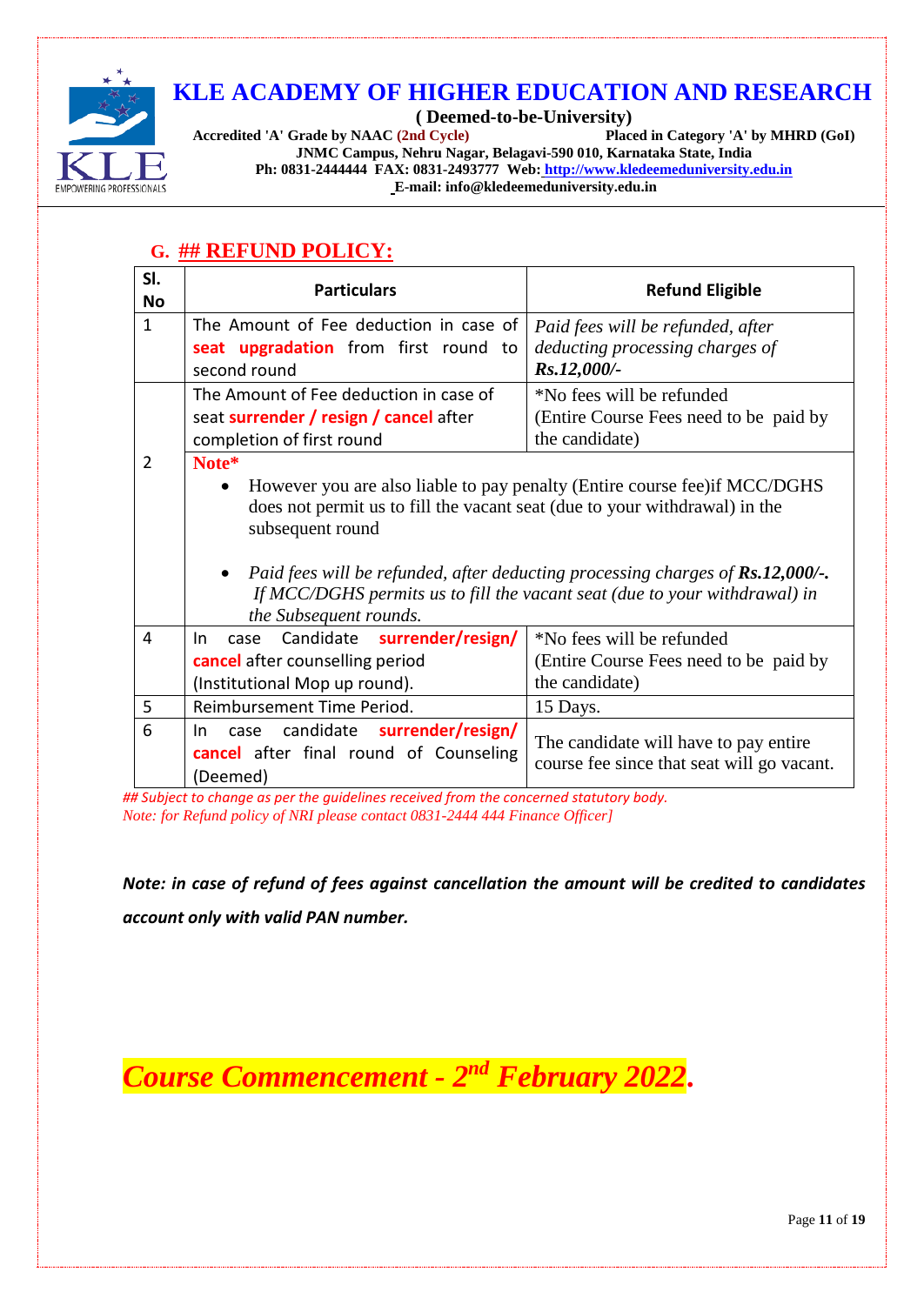# KLE ACADEMY OF HIGHER EDUCATION AND RESEARCH

**( Deemed-to-be-University)**

**Accredited 'A' Grade by NAAC (2nd Cycle)** **Placed in Category 'A' by MHRD (GoI)**

**JNMC Campus, Nehru Nagar, Belagavi-590 010, Karnataka State, India**

**Ph: 0831-2444444 FAX: 0831-2493777 Web: http://www.kledeemeduniversity.edu.in**

**E-mail: info@kledeemeduniversity.edu.in**

## G. ## REFUND POLICY:

| Sl. No | Particulars | Refund Eligible |
|---|---|---|
| 1 | The Amount of Fee deduction in case of **seat upgradation** from first round to second round | *Paid fees will be refunded, after deducting processing charges of **Rs.12,000/-*** |
| 2 | The Amount of Fee deduction in case of seat **surrender / resign / cancel** after completion of first round | *No fees will be refunded (Entire Course Fees need to be paid by the candidate) |
| | **Note*** <br>• However you are also liable to pay penalty (Entire course fee)if MCC/DGHS does not permit us to fill the vacant seat (due to your withdrawal) in the subsequent round <br>• *Paid fees will be refunded, after deducting processing charges of **Rs.12,000/-**. If MCC/DGHS permits us to fill the vacant seat (due to your withdrawal) in the Subsequent rounds.* | |
| 4 | In case Candidate **surrender/resign/ cancel** after counselling period (Institutional Mop up round). | *No fees will be refunded (Entire Course Fees need to be paid by the candidate) |
| 5 | Reimbursement Time Period. | 15 Days. |
| 6 | In case candidate **surrender/resign/ cancel** after final round of Counseling (Deemed) | The candidate will have to pay entire course fee since that seat will go vacant. |

*## Subject to change as per the guidelines received from the concerned statutory body.*

*Note: for Refund policy of NRI please contact 0831-2444 444 Finance Officer]*

***Note: in case of refund of fees against cancellation the amount will be credited to candidates account only with valid PAN number.***

***Course Commencement - 2nd February 2022.***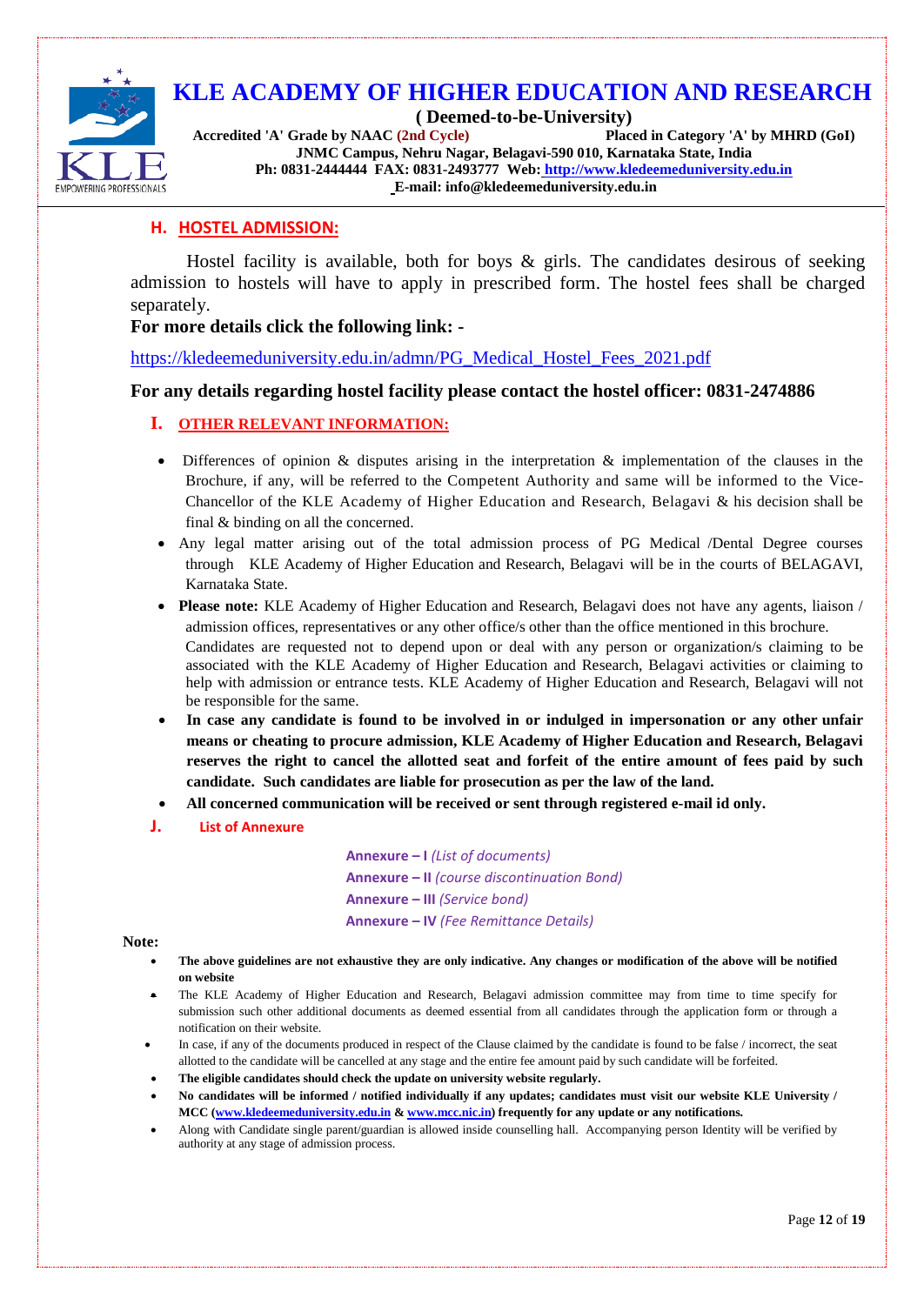## H. HOSTEL ADMISSION:

Hostel facility is available, both for boys & girls. The candidates desirous of seeking admission to hostels will have to apply in prescribed form. The hostel fees shall be charged separately.

**For more details click the following link: -**

https://kledeemeduniversity.edu.in/admn/PG_Medical_Hostel_Fees_2021.pdf

**For any details regarding hostel facility please contact the hostel officer: 0831-2474886**

## I. OTHER RELEVANT INFORMATION:

- Differences of opinion & disputes arising in the interpretation & implementation of the clauses in the Brochure, if any, will be referred to the Competent Authority and same will be informed to the Vice-Chancellor of the KLE Academy of Higher Education and Research, Belagavi & his decision shall be final & binding on all the concerned.
- Any legal matter arising out of the total admission process of PG Medical /Dental Degree courses through KLE Academy of Higher Education and Research, Belagavi will be in the courts of BELAGAVI, Karnataka State.
- **Please note:** KLE Academy of Higher Education and Research, Belagavi does not have any agents, liaison / admission offices, representatives or any other office/s other than the office mentioned in this brochure. Candidates are requested not to depend upon or deal with any person or organization/s claiming to be associated with the KLE Academy of Higher Education and Research, Belagavi activities or claiming to help with admission or entrance tests. KLE Academy of Higher Education and Research, Belagavi will not be responsible for the same.
- **In case any candidate is found to be involved in or indulged in impersonation or any other unfair means or cheating to procure admission, KLE Academy of Higher Education and Research, Belagavi reserves the right to cancel the allotted seat and forfeit of the entire amount of fees paid by such candidate. Such candidates are liable for prosecution as per the law of the land.**
- **All concerned communication will be received or sent through registered e-mail id only.**

## J. List of Annexure

**Annexure – I** *(List of documents)*
**Annexure – II** *(course discontinuation Bond)*
**Annexure – III** *(Service bond)*
**Annexure – IV** *(Fee Remittance Details)*

**Note:**

- **The above guidelines are not exhaustive they are only indicative. Any changes or modification of the above will be notified on website**
- The KLE Academy of Higher Education and Research, Belagavi admission committee may from time to time specify for submission such other additional documents as deemed essential from all candidates through the application form or through a notification on their website.
- In case, if any of the documents produced in respect of the Clause claimed by the candidate is found to be false / incorrect, the seat allotted to the candidate will be cancelled at any stage and the entire fee amount paid by such candidate will be forfeited.
- **The eligible candidates should check the update on university website regularly.**
- **No candidates will be informed / notified individually if any updates; candidates must visit our website KLE University / MCC (www.kledeemeduniversity.edu.in & www.mcc.nic.in) frequently for any update or any notifications.**
- Along with Candidate single parent/guardian is allowed inside counselling hall. Accompanying person Identity will be verified by authority at any stage of admission process.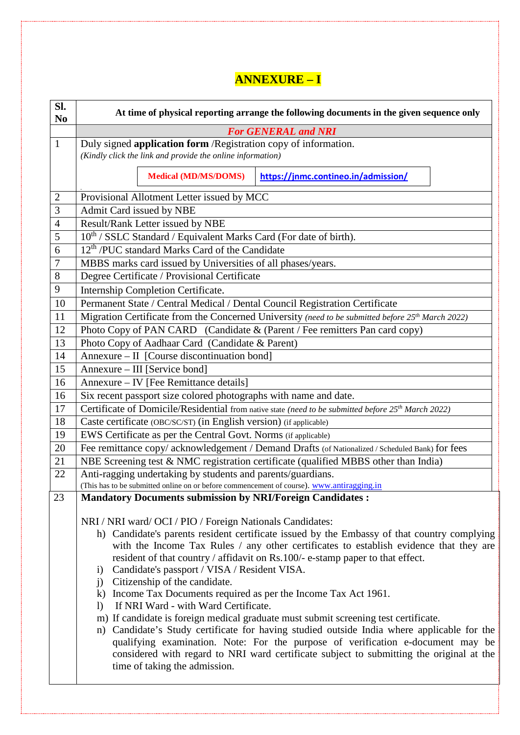# ANNEXURE – I

| Sl. No | At time of physical reporting arrange the following documents in the given sequence only |
|---|---|
| | ***For GENERAL and NRI*** |
| 1 | Duly signed **application form** /Registration copy of information.<br>*(Kindly click the link and provide the online information)*<br>**Medical (MD/MS/DOMS)** — https://jnmc.contineo.in/admission/ |
| 2 | Provisional Allotment Letter issued by MCC |
| 3 | Admit Card issued by NBE |
| 4 | Result/Rank Letter issued by NBE |
| 5 | 10th / SSLC Standard / Equivalent Marks Card (For date of birth). |
| 6 | 12th /PUC standard Marks Card of the Candidate |
| 7 | MBBS marks card issued by Universities of all phases/years. |
| 8 | Degree Certificate / Provisional Certificate |
| 9 | Internship Completion Certificate. |
| 10 | Permanent State / Central Medical / Dental Council Registration Certificate |
| 11 | Migration Certificate from the Concerned University *(need to be submitted before 25th March 2022)* |
| 12 | Photo Copy of PAN CARD (Candidate & (Parent / Fee remitters Pan card copy) |
| 13 | Photo Copy of Aadhaar Card (Candidate & Parent) |
| 14 | Annexure – II [Course discontinuation bond] |
| 15 | Annexure – III [Service bond] |
| 16 | Annexure – IV [Fee Remittance details] |
| 16 | Six recent passport size colored photographs with name and date. |
| 17 | Certificate of Domicile/Residential from native state *(need to be submitted before 25th March 2022)* |
| 18 | Caste certificate (OBC/SC/ST) (in English version) (if applicable) |
| 19 | EWS Certificate as per the Central Govt. Norms (if applicable) |
| 20 | Fee remittance copy/ acknowledgement / Demand Drafts (of Nationalized / Scheduled Bank) for fees |
| 21 | NBE Screening test & NMC registration certificate (qualified MBBS other than India) |
| 22 | Anti-ragging undertaking by students and parents/guardians.<br>(This has to be submitted online on or before commencement of course). www.antiragging.in |
| 23 | **Mandatory Documents submission by NRI/Foreign Candidates :**<br><br>NRI / NRI ward/ OCI / PIO / Foreign Nationals Candidates:<br>h) Candidate's parents resident certificate issued by the Embassy of that country complying with the Income Tax Rules / any other certificates to establish evidence that they are resident of that country / affidavit on Rs.100/- e-stamp paper to that effect.<br>i) Candidate's passport / VISA / Resident VISA.<br>j) Citizenship of the candidate.<br>k) Income Tax Documents required as per the Income Tax Act 1961.<br>l) If NRI Ward - with Ward Certificate.<br>m) If candidate is foreign medical graduate must submit screening test certificate.<br>n) Candidate's Study certificate for having studied outside India where applicable for the qualifying examination. Note: For the purpose of verification e-document may be considered with regard to NRI ward certificate subject to submitting the original at the time of taking the admission. |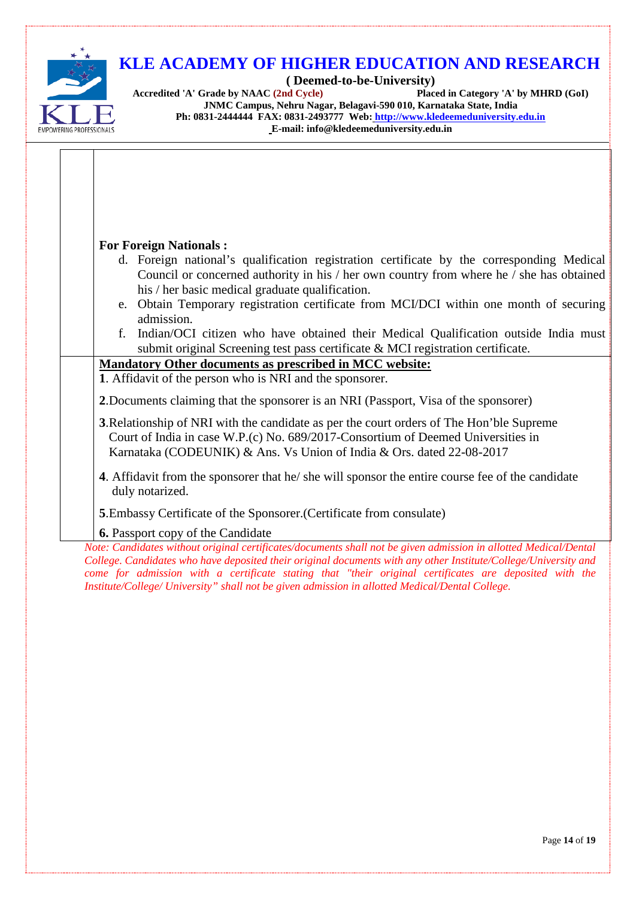**For Foreign Nationals :**

d. Foreign national's qualification registration certificate by the corresponding Medical Council or concerned authority in his / her own country from where he / she has obtained his / her basic medical graduate qualification.

e. Obtain Temporary registration certificate from MCI/DCI within one month of securing admission.

f. Indian/OCI citizen who have obtained their Medical Qualification outside India must submit original Screening test pass certificate & MCI registration certificate.

**Mandatory Other documents as prescribed in MCC website:**

**1**. Affidavit of the person who is NRI and the sponsorer.

**2**.Documents claiming that the sponsorer is an NRI (Passport, Visa of the sponsorer)

**3**.Relationship of NRI with the candidate as per the court orders of The Hon'ble Supreme Court of India in case W.P.(c) No. 689/2017-Consortium of Deemed Universities in Karnataka (CODEUNIK) & Ans. Vs Union of India & Ors. dated 22-08-2017

**4**. Affidavit from the sponsorer that he/ she will sponsor the entire course fee of the candidate duly notarized.

**5**.Embassy Certificate of the Sponsorer.(Certificate from consulate)

**6.** Passport copy of the Candidate

*Note: Candidates without original certificates/documents shall not be given admission in allotted Medical/Dental College. Candidates who have deposited their original documents with any other Institute/College/University and come for admission with a certificate stating that "their original certificates are deposited with the Institute/College/ University" shall not be given admission in allotted Medical/Dental College.*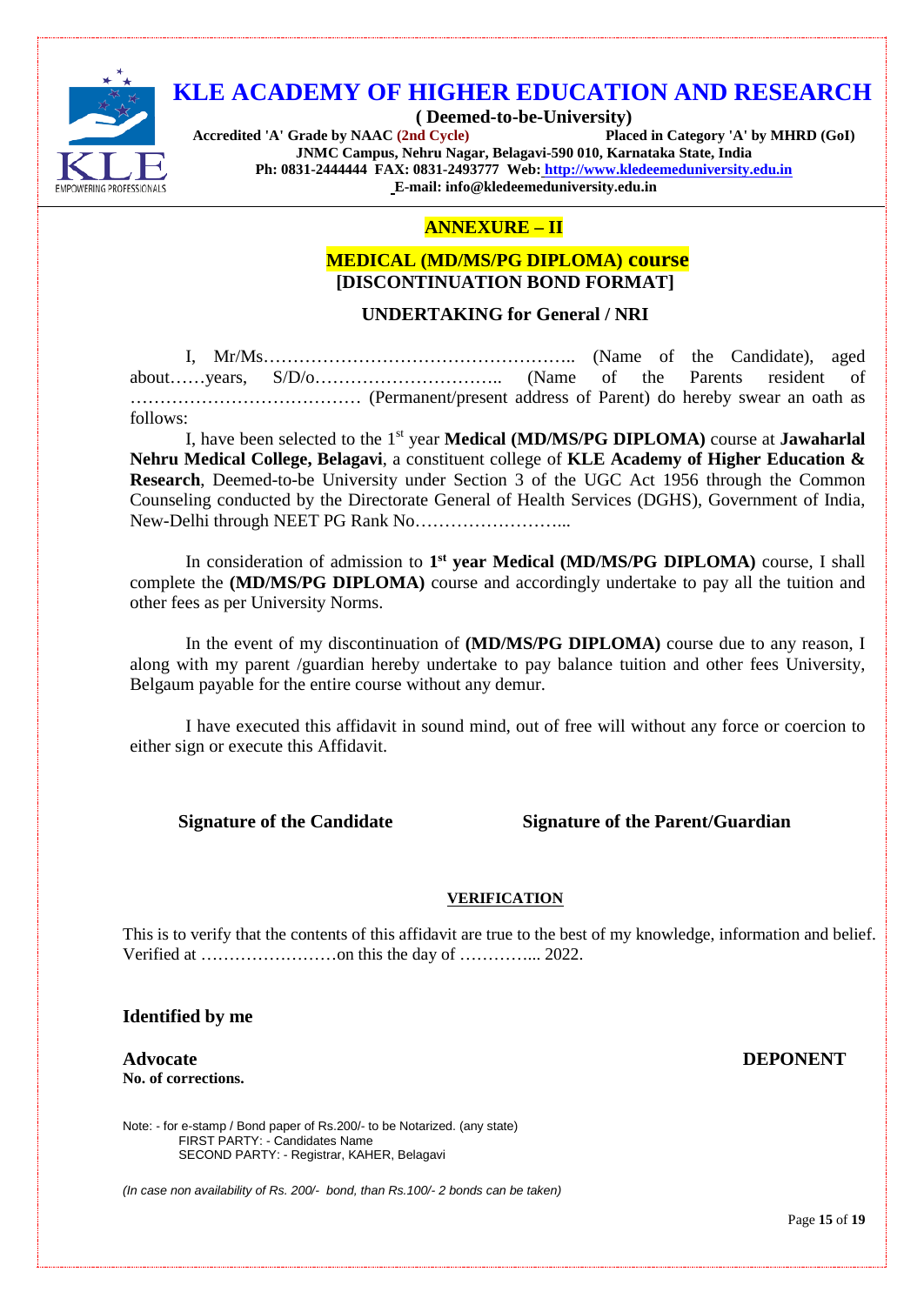# KLE ACADEMY OF HIGHER EDUCATION AND RESEARCH

**( Deemed-to-be-University)**

**Accredited 'A' Grade by NAAC (2nd Cycle)** **Placed in Category 'A' by MHRD (GoI)**

**JNMC Campus, Nehru Nagar, Belagavi-590 010, Karnataka State, India**

**Ph: 0831-2444444 FAX: 0831-2493777 Web: http://www.kledeemeduniversity.edu.in**

**E-mail: info@kledeemeduniversity.edu.in**

## ANNEXURE – II

## MEDICAL (MD/MS/PG DIPLOMA) course
## [DISCONTINUATION BOND FORMAT]

### UNDERTAKING for General / NRI

I, Mr/Ms…………………………………………….. (Name of the Candidate), aged about……years, S/D/o………………………….. (Name of the Parents resident of ………………………………… (Permanent/present address of Parent) do hereby swear an oath as follows:

I, have been selected to the 1st year **Medical (MD/MS/PG DIPLOMA)** course at **Jawaharlal Nehru Medical College, Belagavi**, a constituent college of **KLE Academy of Higher Education & Research**, Deemed-to-be University under Section 3 of the UGC Act 1956 through the Common Counseling conducted by the Directorate General of Health Services (DGHS), Government of India, New-Delhi through NEET PG Rank No……………………...

In consideration of admission to **1st year Medical (MD/MS/PG DIPLOMA)** course, I shall complete the **(MD/MS/PG DIPLOMA)** course and accordingly undertake to pay all the tuition and other fees as per University Norms.

In the event of my discontinuation of **(MD/MS/PG DIPLOMA)** course due to any reason, I along with my parent /guardian hereby undertake to pay balance tuition and other fees University, Belgaum payable for the entire course without any demur.

I have executed this affidavit in sound mind, out of free will without any force or coercion to either sign or execute this Affidavit.

**Signature of the Candidate** **Signature of the Parent/Guardian**

**VERIFICATION**

This is to verify that the contents of this affidavit are true to the best of my knowledge, information and belief. Verified at ……………………on this the day of …………... 2022.

**Identified by me**

**Advocate** **DEPONENT**

**No. of corrections.**

Note: - for e-stamp / Bond paper of Rs.200/- to be Notarized. (any state)
FIRST PARTY: - Candidates Name
SECOND PARTY: - Registrar, KAHER, Belagavi

*(In case non availability of Rs. 200/- bond, than Rs.100/- 2 bonds can be taken)*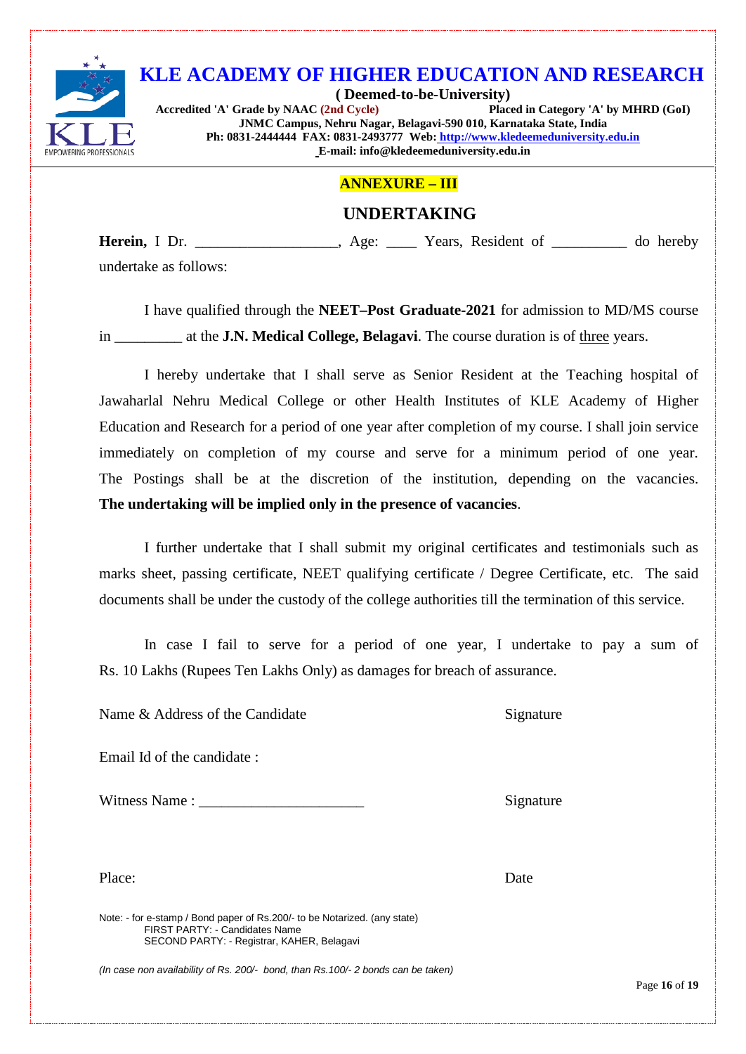# KLE ACADEMY OF HIGHER EDUCATION AND RESEARCH

**( Deemed-to-be-University)**

**Accredited 'A' Grade by NAAC (2nd Cycle)** **Placed in Category 'A' by MHRD (GoI)**

**JNMC Campus, Nehru Nagar, Belagavi-590 010, Karnataka State, India**

**Ph: 0831-2444444 FAX: 0831-2493777 Web: http://www.kledeemeduniversity.edu.in**

**E-mail: info@kledeemeduniversity.edu.in**

## ANNEXURE – III

## UNDERTAKING

**Herein,** I Dr. ___________________, Age: ____ Years, Resident of __________ do hereby undertake as follows:

I have qualified through the **NEET–Post Graduate-2021** for admission to MD/MS course in _________ at the **J.N. Medical College, Belagavi**. The course duration is of three years.

I hereby undertake that I shall serve as Senior Resident at the Teaching hospital of Jawaharlal Nehru Medical College or other Health Institutes of KLE Academy of Higher Education and Research for a period of one year after completion of my course. I shall join service immediately on completion of my course and serve for a minimum period of one year. The Postings shall be at the discretion of the institution, depending on the vacancies. **The undertaking will be implied only in the presence of vacancies**.

I further undertake that I shall submit my original certificates and testimonials such as marks sheet, passing certificate, NEET qualifying certificate / Degree Certificate, etc. The said documents shall be under the custody of the college authorities till the termination of this service.

In case I fail to serve for a period of one year, I undertake to pay a sum of Rs. 10 Lakhs (Rupees Ten Lakhs Only) as damages for breach of assurance.

Name & Address of the Candidate Signature

Email Id of the candidate :

Witness Name : ______________________ Signature

Place: Date

Note: - for e-stamp / Bond paper of Rs.200/- to be Notarized. (any state)
FIRST PARTY: - Candidates Name
SECOND PARTY: - Registrar, KAHER, Belagavi

*(In case non availability of Rs. 200/- bond, than Rs.100/- 2 bonds can be taken)*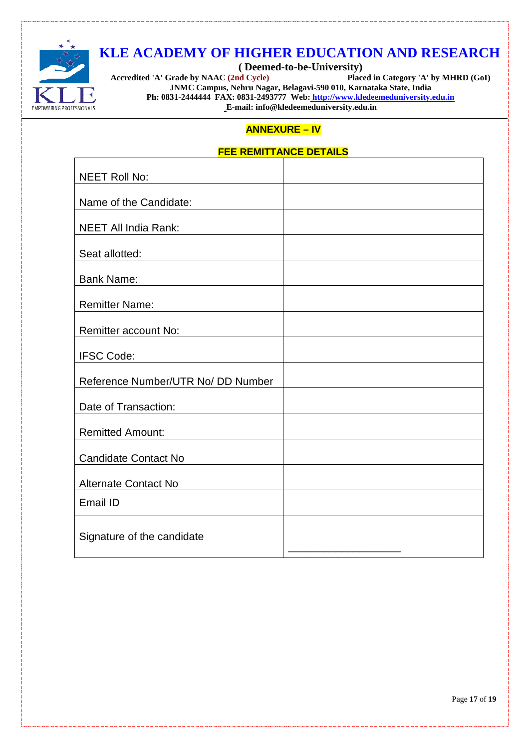# KLE ACADEMY OF HIGHER EDUCATION AND RESEARCH

**( Deemed-to-be-University)**

**Accredited 'A' Grade by NAAC (2nd Cycle)** **Placed in Category 'A' by MHRD (GoI)**

**JNMC Campus, Nehru Nagar, Belagavi-590 010, Karnataka State, India**

**Ph: 0831-2444444 FAX: 0831-2493777 Web: http://www.kledeemeduniversity.edu.in**

**E-mail: info@kledeemeduniversity.edu.in**

## ANNEXURE – IV

### FEE REMITTANCE DETAILS

| | |
|---|---|
| NEET Roll No: | |
| Name of the Candidate: | |
| NEET All India Rank: | |
| Seat allotted: | |
| Bank Name: | |
| Remitter Name: | |
| Remitter account No: | |
| IFSC Code: | |
| Reference Number/UTR No/ DD Number | |
| Date of Transaction: | |
| Remitted Amount: | |
| Candidate Contact No | |
| Alternate Contact No | |
| Email ID | |
| Signature of the candidate | ____________________ |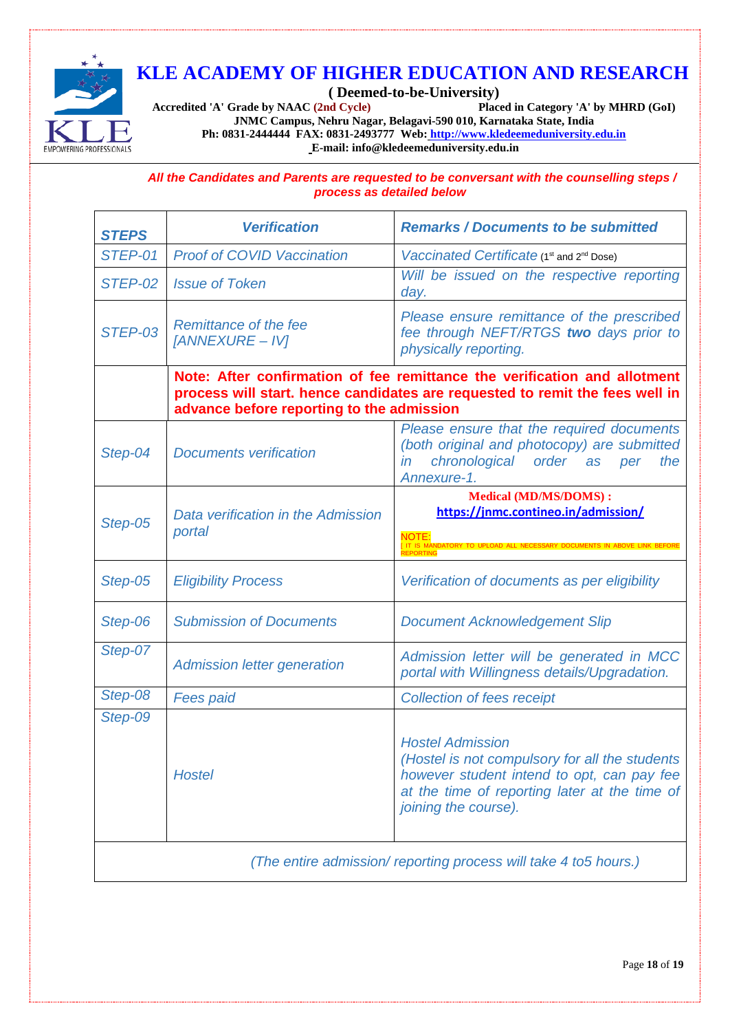# KLE ACADEMY OF HIGHER EDUCATION AND RESEARCH

**( Deemed-to-be-University)**

**Accredited 'A' Grade by NAAC (2nd Cycle)** **Placed in Category 'A' by MHRD (GoI)**

**JNMC Campus, Nehru Nagar, Belagavi-590 010, Karnataka State, India**

**Ph: 0831-2444444 FAX: 0831-2493777 Web: http://www.kledeemeduniversity.edu.in**

**E-mail: info@kledeemeduniversity.edu.in**

***All the Candidates and Parents are requested to be conversant with the counselling steps / process as detailed below***

| ***STEPS*** | ***Verification*** | ***Remarks / Documents to be submitted*** |
|---|---|---|
| *STEP-01* | *Proof of COVID Vaccination* | *Vaccinated Certificate* (1st and 2nd Dose) |
| *STEP-02* | *Issue of Token* | *Will be issued on the respective reporting day.* |
| *STEP-03* | *Remittance of the fee [ANNEXURE – IV]* | *Please ensure remittance of the prescribed fee through NEFT/RTGS **two** days prior to physically reporting.* |
| | **Note: After confirmation of fee remittance the verification and allotment process will start. hence candidates are requested to remit the fees well in advance before reporting to the admission** | |
| *Step-04* | *Documents verification* | *Please ensure that the required documents (both original and photocopy) are submitted in chronological order as per the Annexure-1.* |
| *Step-05* | *Data verification in the Admission portal* | **Medical (MD/MS/DOMS) :** **https://jnmc.contineo.in/admission/** NOTE: [ IT IS MANDATORY TO UPLOAD ALL NECESSARY DOCUMENTS IN ABOVE LINK BEFORE REPORTING |
| *Step-05* | *Eligibility Process* | *Verification of documents as per eligibility* |
| *Step-06* | *Submission of Documents* | *Document Acknowledgement Slip* |
| *Step-07* | *Admission letter generation* | *Admission letter will be generated in MCC portal with Willingness details/Upgradation.* |
| *Step-08* | *Fees paid* | *Collection of fees receipt* |
| *Step-09* | *Hostel* | *Hostel Admission (Hostel is not compulsory for all the students however student intend to opt, can pay fee at the time of reporting later at the time of joining the course).* |
| *(The entire admission/ reporting process will take 4 to5 hours.)* | | |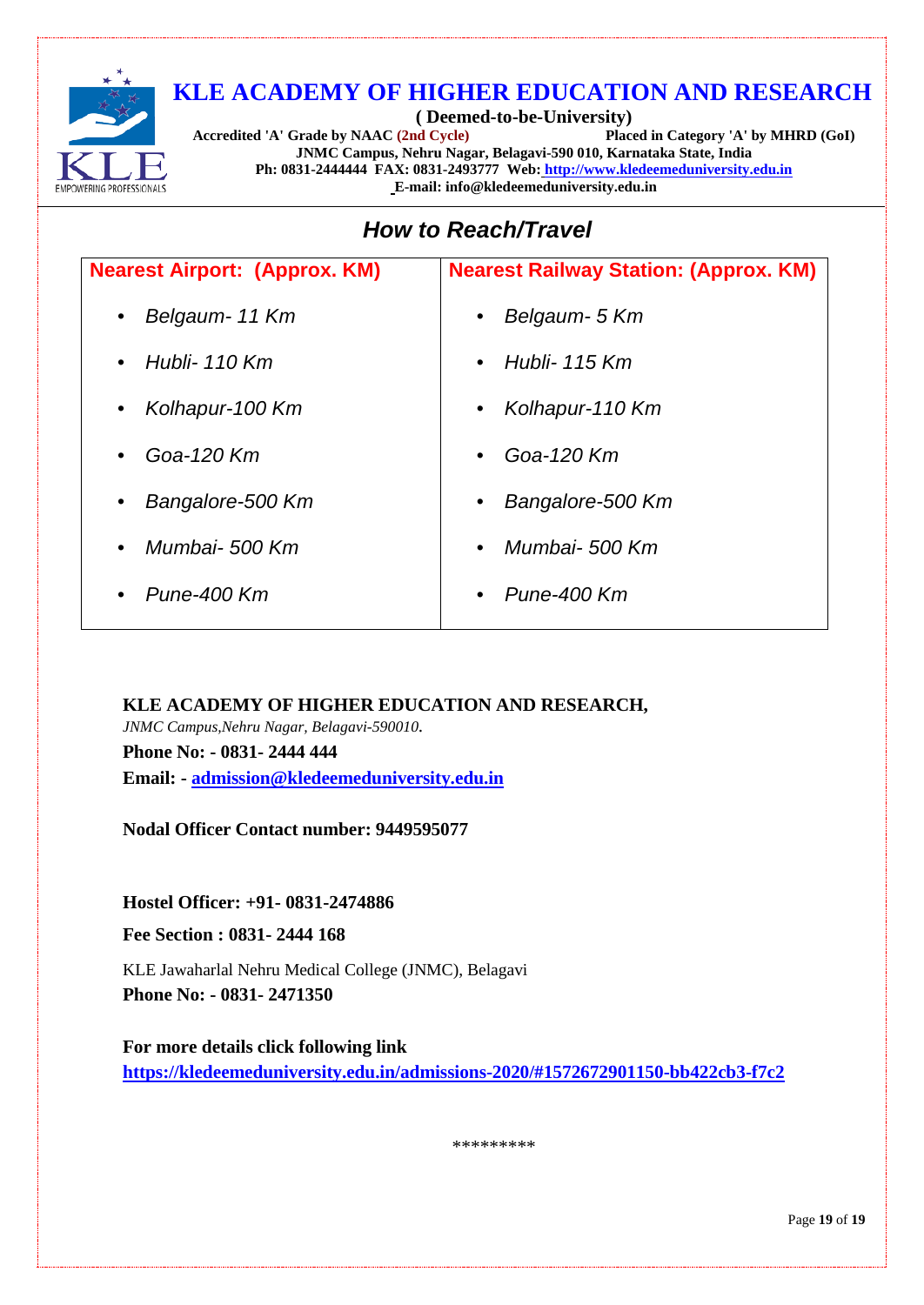# KLE ACADEMY OF HIGHER EDUCATION AND RESEARCH

**( Deemed-to-be-University)**

**Accredited 'A' Grade by NAAC (2nd Cycle)** **Placed in Category 'A' by MHRD (GoI)**

**JNMC Campus, Nehru Nagar, Belagavi-590 010, Karnataka State, India**

**Ph: 0831-2444444 FAX: 0831-2493777 Web: http://www.kledeemeduniversity.edu.in**

**E-mail: info@kledeemeduniversity.edu.in**

## *How to Reach/Travel*

| Nearest Airport: (Approx. KM) | Nearest Railway Station: (Approx. KM) |
|---|---|
| • *Belgaum- 11 Km* | • *Belgaum- 5 Km* |
| • *Hubli- 110 Km* | • *Hubli- 115 Km* |
| • *Kolhapur-100 Km* | • *Kolhapur-110 Km* |
| • *Goa-120 Km* | • *Goa-120 Km* |
| • *Bangalore-500 Km* | • *Bangalore-500 Km* |
| • *Mumbai- 500 Km* | • *Mumbai- 500 Km* |
| • *Pune-400 Km* | • *Pune-400 Km* |

**KLE ACADEMY OF HIGHER EDUCATION AND RESEARCH,**

*JNMC Campus,Nehru Nagar, Belagavi-590010.*

**Phone No: - 0831- 2444 444**

**Email: - admission@kledeemeduniversity.edu.in**

**Nodal Officer Contact number: 9449595077**

**Hostel Officer: +91- 0831-2474886**

**Fee Section : 0831- 2444 168**

KLE Jawaharlal Nehru Medical College (JNMC), Belagavi

**Phone No: - 0831- 2471350**

**For more details click following link**

**https://kledeemeduniversity.edu.in/admissions-2020/#1572672901150-bb422cb3-f7c2**

*********